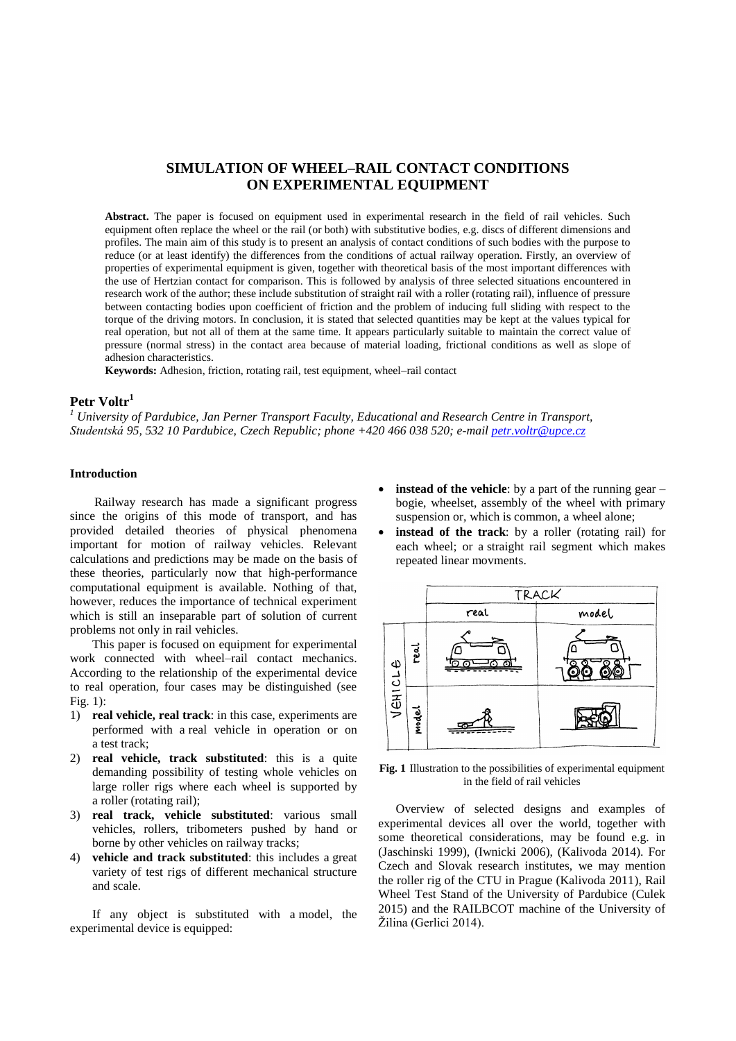# SIMULATION OF WHEEL–RAIL CONTACT CONDITIONS ON EXPERIMENTAL EQUIPMENT

**Abstract.** The paper is focused on equipment used in experimental research in the field of rail vehicles. Such equipment often replace the wheel or the rail (or both) with substitutive bodies, e.g. discs of different dimensions and profiles. The main aim of this study is to present an analysis of contact conditions of such bodies with the purpose to reduce (or at least identify) the differences from the conditions of actual railway operation. Firstly, an overview of properties of experimental equipment is given, together with theoretical basis of the most important differences with the use of Hertzian contact for comparison. This is followed by analysis of three selected situations encountered in research work of the author; these include substitution of straight rail with a roller (rotating rail), influence of pressure between contacting bodies upon coefficient of friction and the problem of inducing full sliding with respect to the torque of the driving motors. In conclusion, it is stated that selected quantities may be kept at the values typical for real operation, but not all of them at the same time. It appears particularly suitable to maintain the correct value of pressure (normal stress) in the contact area because of material loading, frictional conditions as well as slope of adhesion characteristics.

**Keywords:** Adhesion, friction, rotating rail, test equipment, wheel–rail contact

## Petr Voltr[1]

*[1] University of Pardubice, Jan Perner Transport Faculty, Educational and Research Centre in Transport, Studentská 95, 532 10 Pardubice, Czech Republic; phone +420 466 038 520; e-mail petr.voltr@upce.cz*

### Introduction

Railway research has made a significant progress since the origins of this mode of transport, and has provided detailed theories of physical phenomena important for motion of railway vehicles. Relevant calculations and predictions may be made on the basis of these theories, particularly now that high-performance computational equipment is available. Nothing of that, however, reduces the importance of technical experiment which is still an inseparable part of solution of current problems not only in rail vehicles.

This paper is focused on equipment for experimental work connected with wheel–rail contact mechanics. According to the relationship of the experimental device to real operation, four cases may be distinguished (see Fig. 1):

1) **real vehicle, real track**: in this case, experiments are performed with a real vehicle in operation or on a test track;
2) **real vehicle, track substituted**: this is a quite demanding possibility of testing whole vehicles on large roller rigs where each wheel is supported by a roller (rotating rail);
3) **real track, vehicle substituted**: various small vehicles, rollers, tribometers pushed by hand or borne by other vehicles on railway tracks;
4) **vehicle and track substituted**: this includes a great variety of test rigs of different mechanical structure and scale.

If any object is substituted with a model, the experimental device is equipped:

- **instead of the vehicle**: by a part of the running gear – bogie, wheelset, assembly of the wheel with primary suspension or, which is common, a wheel alone;
- **instead of the track**: by a roller (rotating rail) for each wheel; or a straight rail segment which makes repeated linear movments.

**Fig. 1** Illustration to the possibilities of experimental equipment in the field of rail vehicles

Overview of selected designs and examples of experimental devices all over the world, together with some theoretical considerations, may be found e.g. in (Jaschinski 1999), (Iwnicki 2006), (Kalivoda 2014). For Czech and Slovak research institutes, we may mention the roller rig of the CTU in Prague (Kalivoda 2011), Rail Wheel Test Stand of the University of Pardubice (Culek 2015) and the RAILBCOT machine of the University of Žilina (Gerlici 2014).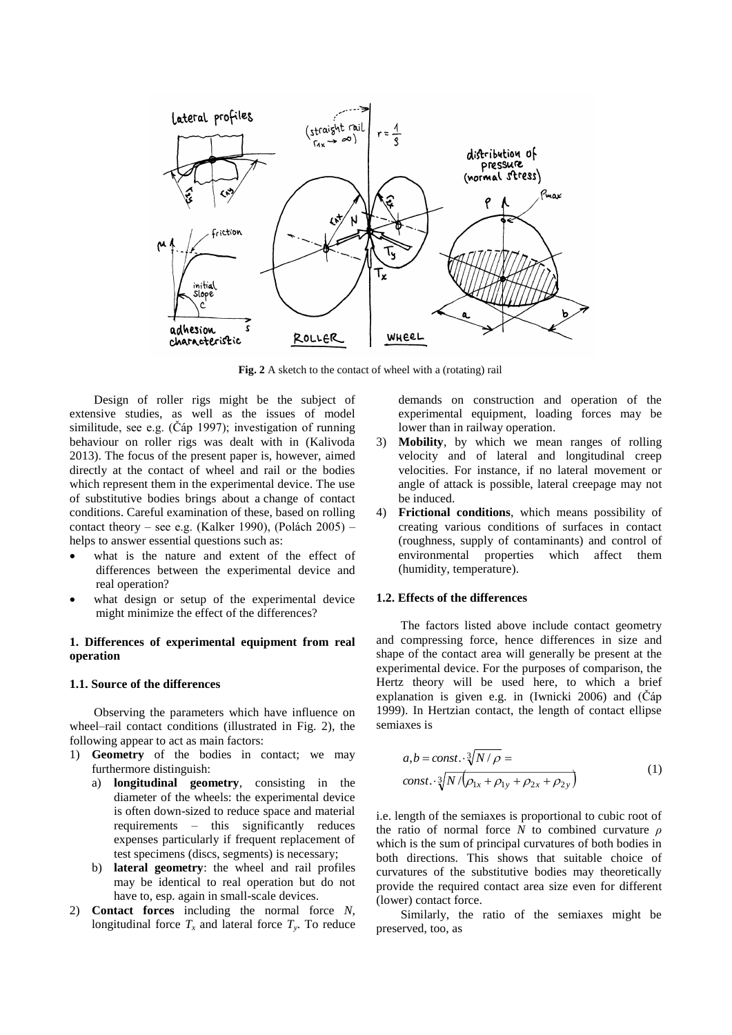**Fig. 2** A sketch to the contact of wheel with a (rotating) rail

Design of roller rigs might be the subject of extensive studies, as well as the issues of model similitude, see e.g. (Čáp 1997); investigation of running behaviour on roller rigs was dealt with in (Kalivoda 2013). The focus of the present paper is, however, aimed directly at the contact of wheel and rail or the bodies which represent them in the experimental device. The use of substitutive bodies brings about a change of contact conditions. Careful examination of these, based on rolling contact theory – see e.g. (Kalker 1990), (Polách 2005) – helps to answer essential questions such as:

- what is the nature and extent of the effect of differences between the experimental device and real operation?
- what design or setup of the experimental device might minimize the effect of the differences?

## 1. Differences of experimental equipment from real operation

### 1.1. Source of the differences

Observing the parameters which have influence on wheel–rail contact conditions (illustrated in Fig. 2), the following appear to act as main factors:

1) **Geometry** of the bodies in contact; we may furthermore distinguish:
   a) **longitudinal geometry**, consisting in the diameter of the wheels: the experimental device is often down-sized to reduce space and material requirements – this significantly reduces expenses particularly if frequent replacement of test specimens (discs, segments) is necessary;
   b) **lateral geometry**: the wheel and rail profiles may be identical to real operation but do not have to, esp. again in small-scale devices.
2) **Contact forces** including the normal force $N$, longitudinal force $T_x$ and lateral force $T_y$. To reduce demands on construction and operation of the experimental equipment, loading forces may be lower than in railway operation.
3) **Mobility**, by which we mean ranges of rolling velocity and of lateral and longitudinal creep velocities. For instance, if no lateral movement or angle of attack is possible, lateral creepage may not be induced.
4) **Frictional conditions**, which means possibility of creating various conditions of surfaces in contact (roughness, supply of contaminants) and control of environmental properties which affect them (humidity, temperature).

### 1.2. Effects of the differences

The factors listed above include contact geometry and compressing force, hence differences in size and shape of the contact area will generally be present at the experimental device. For the purposes of comparison, the Hertz theory will be used here, to which a brief explanation is given e.g. in (Iwnicki 2006) and (Čáp 1999). In Hertzian contact, the length of contact ellipse semiaxes is

$$a, b = const. \cdot \sqrt[3]{N/\rho} = \\ const. \cdot \sqrt[3]{N/(\rho_{1x} + \rho_{1y} + \rho_{2x} + \rho_{2y})} \tag{1}$$

i.e. length of the semiaxes is proportional to cubic root of the ratio of normal force $N$ to combined curvature $\rho$ which is the sum of principal curvatures of both bodies in both directions. This shows that suitable choice of curvatures of the substitutive bodies may theoretically provide the required contact area size even for different (lower) contact force.

Similarly, the ratio of the semiaxes might be preserved, too, as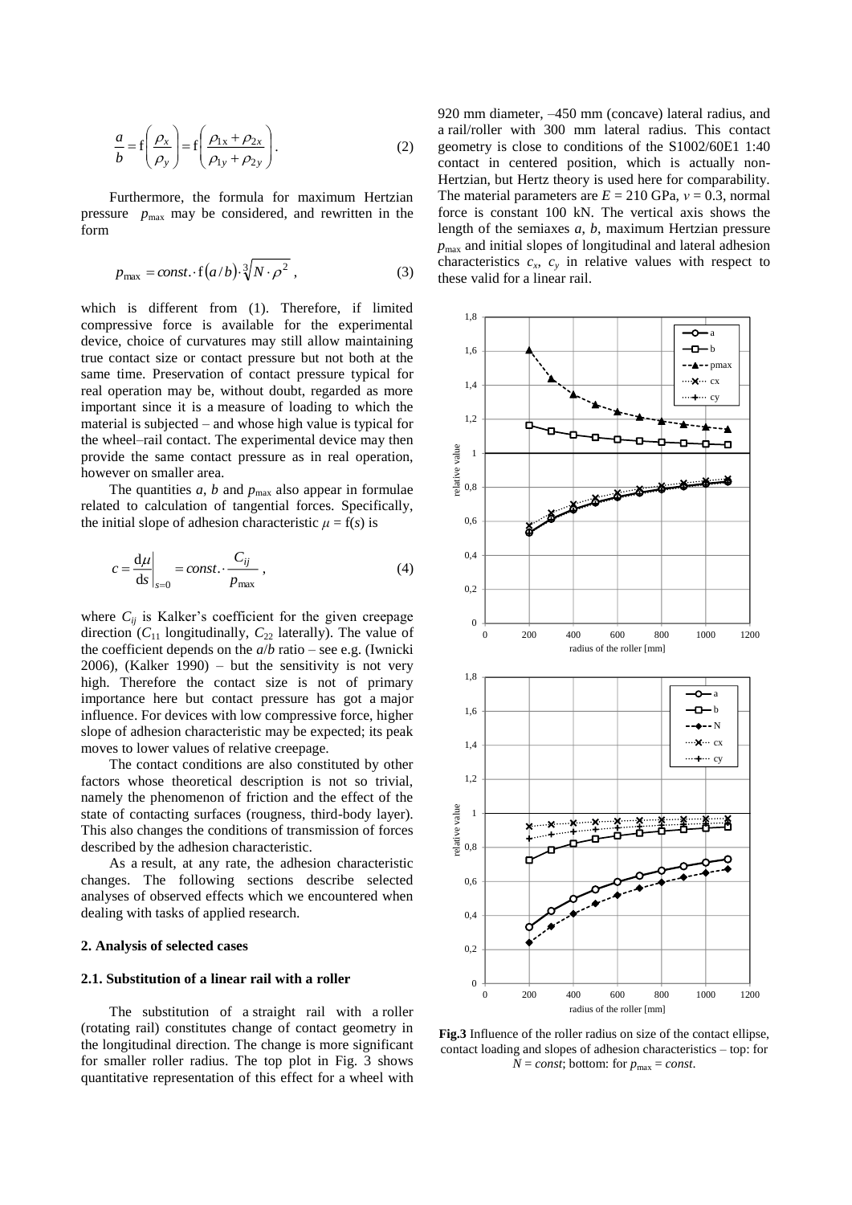$$\frac{a}{b} = \mathrm{f}\left(\frac{\rho_x}{\rho_y}\right) = \mathrm{f}\left(\frac{\rho_{1x} + \rho_{2x}}{\rho_{1y} + \rho_{2y}}\right). \tag{2}$$

Furthermore, the formula for maximum Hertzian pressure $p_{\max}$ may be considered, and rewritten in the form

$$p_{\max} = const. \cdot \mathrm{f}(a/b) \cdot \sqrt[3]{N \cdot \rho^2}\ , \tag{3}$$

which is different from (1). Therefore, if limited compressive force is available for the experimental device, choice of curvatures may still allow maintaining true contact size or contact pressure but not both at the same time. Preservation of contact pressure typical for real operation may be, without doubt, regarded as more important since it is a measure of loading to which the material is subjected – and whose high value is typical for the wheel–rail contact. The experimental device may then provide the same contact pressure as in real operation, however on smaller area.

The quantities $a$, $b$ and $p_{\max}$ also appear in formulae related to calculation of tangential forces. Specifically, the initial slope of adhesion characteristic $\mu = \mathrm{f}(s)$ is

$$c = \left.\frac{\mathrm{d}\mu}{\mathrm{d}s}\right|_{s=0} = const. \cdot \frac{C_{ij}}{p_{\max}}\ , \tag{4}$$

where $C_{ij}$ is Kalker's coefficient for the given creepage direction ($C_{11}$ longitudinally, $C_{22}$ laterally). The value of the coefficient depends on the $a/b$ ratio – see e.g. (Iwnicki 2006), (Kalker 1990) – but the sensitivity is not very high. Therefore the contact size is not of primary importance here but contact pressure has got a major influence. For devices with low compressive force, higher slope of adhesion characteristic may be expected; its peak moves to lower values of relative creepage.

The contact conditions are also constituted by other factors whose theoretical description is not so trivial, namely the phenomenon of friction and the effect of the state of contacting surfaces (rougness, third-body layer). This also changes the conditions of transmission of forces described by the adhesion characteristic.

As a result, at any rate, the adhesion characteristic changes. The following sections describe selected analyses of observed effects which we encountered when dealing with tasks of applied research.

## 2. Analysis of selected cases

### 2.1. Substitution of a linear rail with a roller

The substitution of a straight rail with a roller (rotating rail) constitutes change of contact geometry in the longitudinal direction. The change is more significant for smaller roller radius. The top plot in Fig. 3 shows quantitative representation of this effect for a wheel with 920 mm diameter, –450 mm (concave) lateral radius, and a rail/roller with 300 mm lateral radius. This contact geometry is close to conditions of the S1002/60E1 1:40 contact in centered position, which is actually non-Hertzian, but Hertz theory is used here for comparability. The material parameters are $E$ = 210 GPa, $\nu$ = 0.3, normal force is constant 100 kN. The vertical axis shows the length of the semiaxes $a$, $b$, maximum Hertzian pressure $p_{\max}$ and initial slopes of longitudinal and lateral adhesion characteristics $c_x$, $c_y$ in relative values with respect to these valid for a linear rail.

**Fig.3** Influence of the roller radius on size of the contact ellipse, contact loading and slopes of adhesion characteristics – top: for $N = const$; bottom: for $p_{\max} = const$.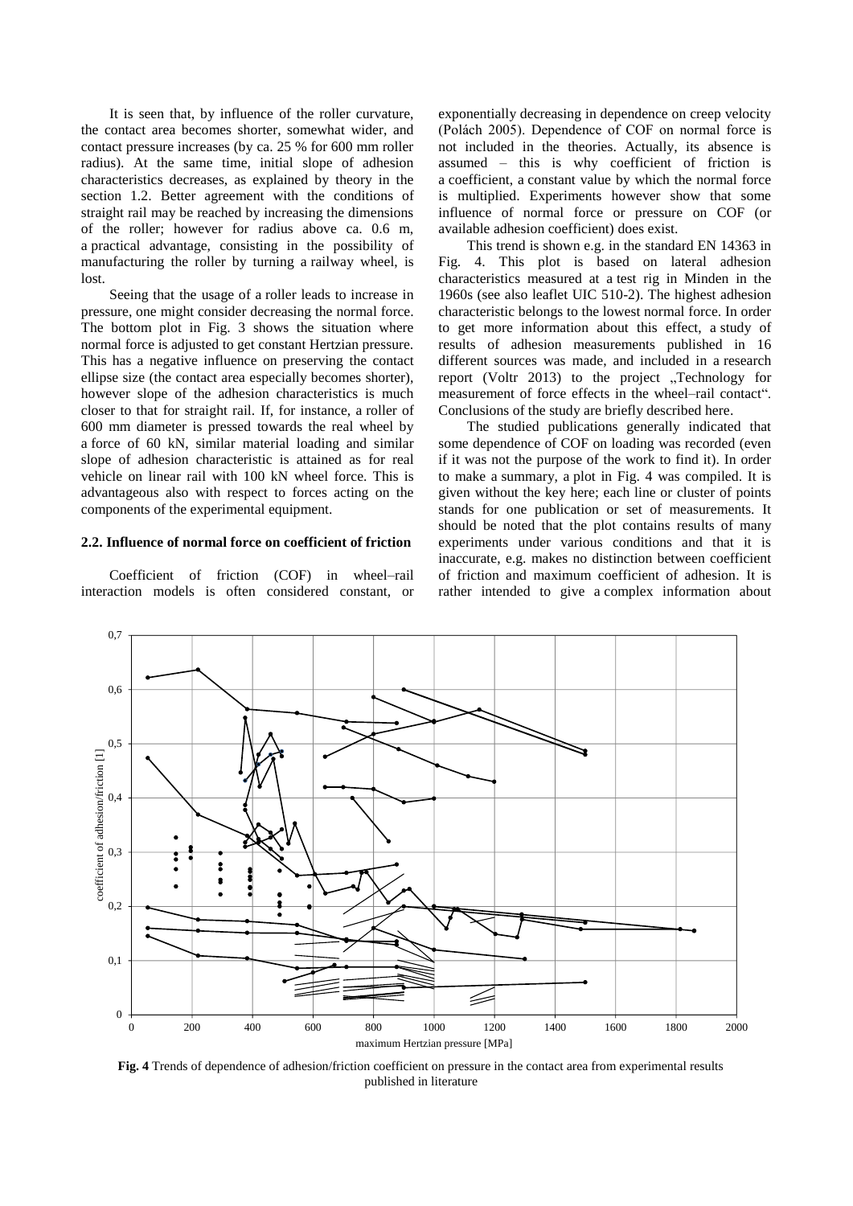It is seen that, by influence of the roller curvature, the contact area becomes shorter, somewhat wider, and contact pressure increases (by ca. 25 % for 600 mm roller radius). At the same time, initial slope of adhesion characteristics decreases, as explained by theory in the section 1.2. Better agreement with the conditions of straight rail may be reached by increasing the dimensions of the roller; however for radius above ca. 0.6 m, a practical advantage, consisting in the possibility of manufacturing the roller by turning a railway wheel, is lost.

Seeing that the usage of a roller leads to increase in pressure, one might consider decreasing the normal force. The bottom plot in Fig. 3 shows the situation where normal force is adjusted to get constant Hertzian pressure. This has a negative influence on preserving the contact ellipse size (the contact area especially becomes shorter), however slope of the adhesion characteristics is much closer to that for straight rail. If, for instance, a roller of 600 mm diameter is pressed towards the real wheel by a force of 60 kN, similar material loading and similar slope of adhesion characteristic is attained as for real vehicle on linear rail with 100 kN wheel force. This is advantageous also with respect to forces acting on the components of the experimental equipment.

### 2.2. Influence of normal force on coefficient of friction

Coefficient of friction (COF) in wheel–rail interaction models is often considered constant, or exponentially decreasing in dependence on creep velocity (Polách 2005). Dependence of COF on normal force is not included in the theories. Actually, its absence is assumed – this is why coefficient of friction is a coefficient, a constant value by which the normal force is multiplied. Experiments however show that some influence of normal force or pressure on COF (or available adhesion coefficient) does exist.

This trend is shown e.g. in the standard EN 14363 in Fig. 4. This plot is based on lateral adhesion characteristics measured at a test rig in Minden in the 1960s (see also leaflet UIC 510-2). The highest adhesion characteristic belongs to the lowest normal force. In order to get more information about this effect, a study of results of adhesion measurements published in 16 different sources was made, and included in a research report (Voltr 2013) to the project „Technology for measurement of force effects in the wheel–rail contact". Conclusions of the study are briefly described here.

The studied publications generally indicated that some dependence of COF on loading was recorded (even if it was not the purpose of the work to find it). In order to make a summary, a plot in Fig. 4 was compiled. It is given without the key here; each line or cluster of points stands for one publication or set of measurements. It should be noted that the plot contains results of many experiments under various conditions and that it is inaccurate, e.g. makes no distinction between coefficient of friction and maximum coefficient of adhesion. It is rather intended to give a complex information about

**Fig. 4** Trends of dependence of adhesion/friction coefficient on pressure in the contact area from experimental results published in literature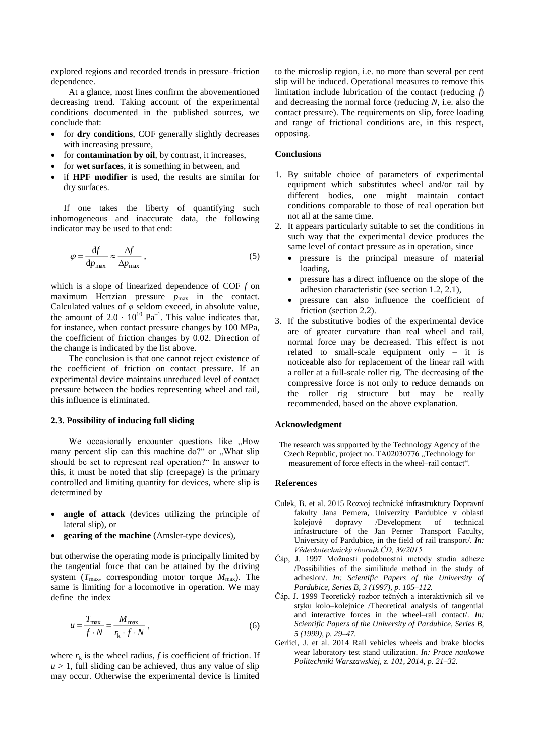explored regions and recorded trends in pressure–friction dependence.

At a glance, most lines confirm the abovementioned decreasing trend. Taking account of the experimental conditions documented in the published sources, we conclude that:

- for **dry conditions**, COF generally slightly decreases with increasing pressure,
- for **contamination by oil**, by contrast, it increases,
- for **wet surfaces**, it is something in between, and
- if **HPF modifier** is used, the results are similar for dry surfaces.

If one takes the liberty of quantifying such inhomogeneous and inaccurate data, the following indicator may be used to that end:

$$\varphi = \frac{\mathrm{d}f}{\mathrm{d}p_{\max}} \approx \frac{\Delta f}{\Delta p_{\max}}\,, \tag{5}$$

which is a slope of linearized dependence of COF $f$ on maximum Hertzian pressure $p_{\max}$ in the contact. Calculated values of $\varphi$ seldom exceed, in absolute value, the amount of $2.0 \cdot 10^{10}\ \mathrm{Pa}^{-1}$. This value indicates that, for instance, when contact pressure changes by 100 MPa, the coefficient of friction changes by 0.02. Direction of the change is indicated by the list above.

The conclusion is that one cannot reject existence of the coefficient of friction on contact pressure. If an experimental device maintains unreduced level of contact pressure between the bodies representing wheel and rail, this influence is eliminated.

### 2.3. Possibility of inducing full sliding

We occasionally encounter questions like „How many percent slip can this machine do?" or „What slip should be set to represent real operation?" In answer to this, it must be noted that slip (creepage) is the primary controlled and limiting quantity for devices, where slip is determined by

- **angle of attack** (devices utilizing the principle of lateral slip), or
- **gearing of the machine** (Amsler-type devices),

but otherwise the operating mode is principally limited by the tangential force that can be attained by the driving system ($T_{\max}$, corresponding motor torque $M_{\max}$). The same is limiting for a locomotive in operation. We may define the index

$$u = \frac{T_{\max}}{f \cdot N} = \frac{M_{\max}}{r_k \cdot f \cdot N}\,, \tag{6}$$

where $r_k$ is the wheel radius, $f$ is coefficient of friction. If $u > 1$, full sliding can be achieved, thus any value of slip may occur. Otherwise the experimental device is limited to the microslip region, i.e. no more than several per cent slip will be induced. Operational measures to remove this limitation include lubrication of the contact (reducing $f$) and decreasing the normal force (reducing $N$, i.e. also the contact pressure). The requirements on slip, force loading and range of frictional conditions are, in this respect, opposing.

### Conclusions

1. By suitable choice of parameters of experimental equipment which substitutes wheel and/or rail by different bodies, one might maintain contact conditions comparable to those of real operation but not all at the same time.
2. It appears particularly suitable to set the conditions in such way that the experimental device produces the same level of contact pressure as in operation, since
   - pressure is the principal measure of material loading,
   - pressure has a direct influence on the slope of the adhesion characteristic (see section 1.2, 2.1),
   - pressure can also influence the coefficient of friction (section 2.2).
3. If the substitutive bodies of the experimental device are of greater curvature than real wheel and rail, normal force may be decreased. This effect is not related to small-scale equipment only – it is noticeable also for replacement of the linear rail with a roller at a full-scale roller rig. The decreasing of the compressive force is not only to reduce demands on the roller rig structure but may be really recommended, based on the above explanation.

### Acknowledgment

The research was supported by the Technology Agency of the Czech Republic, project no. TA02030776 „Technology for measurement of force effects in the wheel–rail contact".

### References

Culek, B. et al. 2015 Rozvoj technické infrastruktury Dopravní fakulty Jana Pernera, Univerzity Pardubice v oblasti kolejové dopravy /Development of technical infrastructure of the Jan Perner Transport Faculty, University of Pardubice, in the field of rail transport/. *In: Vědeckotechnický sborník ČD, 39/2015.*

Čáp, J. 1997 Možnosti podobnostní metody studia adheze /Possibilities of the similitude method in the study of adhesion/. *In: Scientific Papers of the University of Pardubice, Series B, 3 (1997), p. 105–112.*

Čáp, J. 1999 Teoretický rozbor tečných a interaktivních sil ve styku kolo–kolejnice /Theoretical analysis of tangential and interactive forces in the wheel–rail contact/. *In: Scientific Papers of the University of Pardubice, Series B, 5 (1999), p. 29–47.*

Gerlici, J. et al. 2014 Rail vehicles wheels and brake blocks wear laboratory test stand utilization. *In: Prace naukowe Politechniki Warszawskiej, z. 101, 2014, p. 21–32.*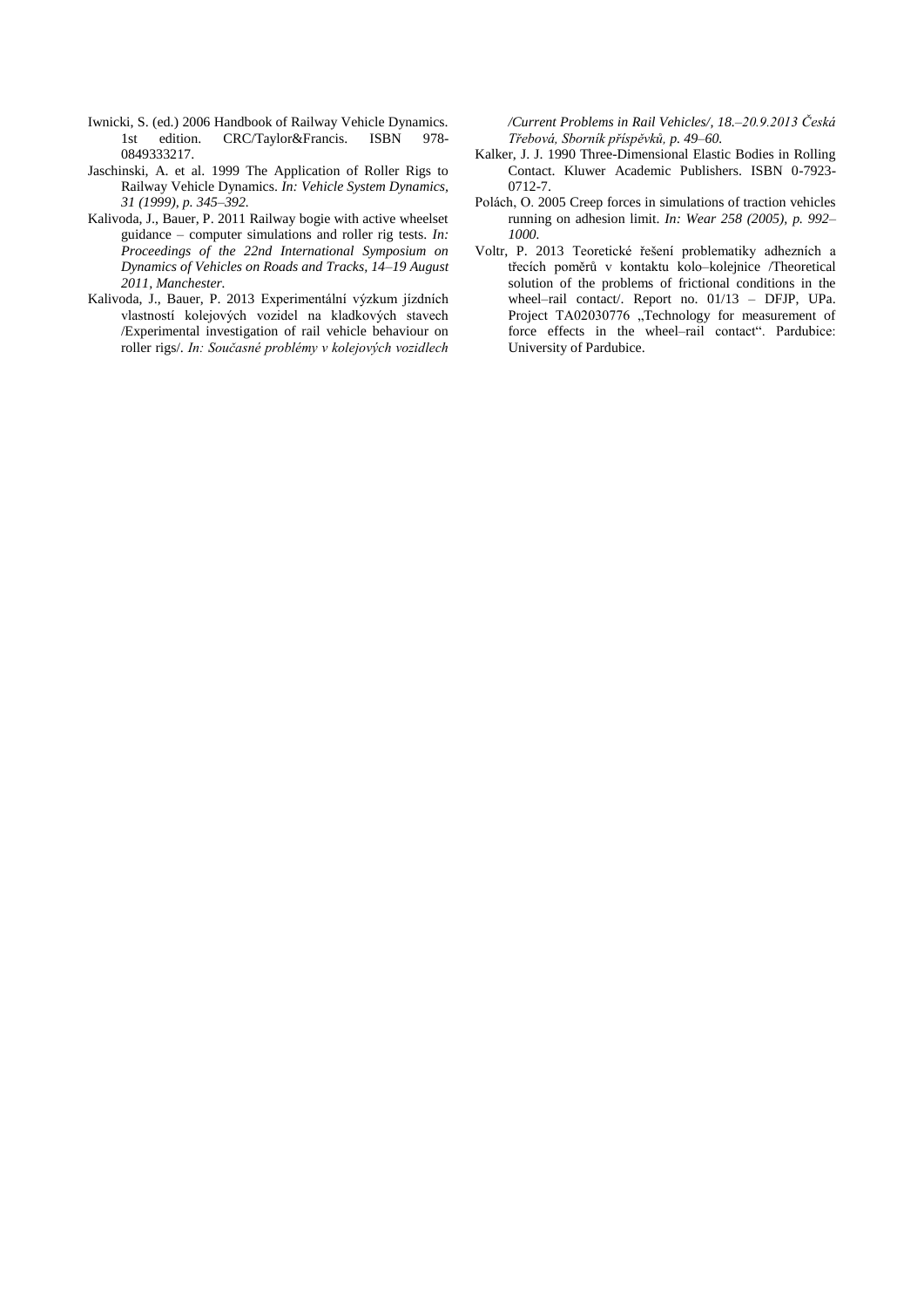Iwnicki, S. (ed.) 2006 Handbook of Railway Vehicle Dynamics. 1st edition. CRC/Taylor&Francis. ISBN 978-0849333217.

Jaschinski, A. et al. 1999 The Application of Roller Rigs to Railway Vehicle Dynamics. *In: Vehicle System Dynamics, 31 (1999), p. 345–392.*

Kalivoda, J., Bauer, P. 2011 Railway bogie with active wheelset guidance – computer simulations and roller rig tests. *In: Proceedings of the 22nd International Symposium on Dynamics of Vehicles on Roads and Tracks, 14–19 August 2011, Manchester.*

Kalivoda, J., Bauer, P. 2013 Experimentální výzkum jízdních vlastností kolejových vozidel na kladkových stavech /Experimental investigation of rail vehicle behaviour on roller rigs/. *In: Současné problémy v kolejových vozidlech /Current Problems in Rail Vehicles/, 18.–20.9.2013 Česká Třebová, Sborník příspěvků, p. 49–60.*

Kalker, J. J. 1990 Three-Dimensional Elastic Bodies in Rolling Contact. Kluwer Academic Publishers. ISBN 0-7923-0712-7.

Polách, O. 2005 Creep forces in simulations of traction vehicles running on adhesion limit. *In: Wear 258 (2005), p. 992–1000.*

Voltr, P. 2013 Teoretické řešení problematiky adhezních a třecích poměrů v kontaktu kolo–kolejnice /Theoretical solution of the problems of frictional conditions in the wheel–rail contact/. Report no. 01/13 – DFJP, UPa. Project TA02030776 „Technology for measurement of force effects in the wheel–rail contact“. Pardubice: University of Pardubice.